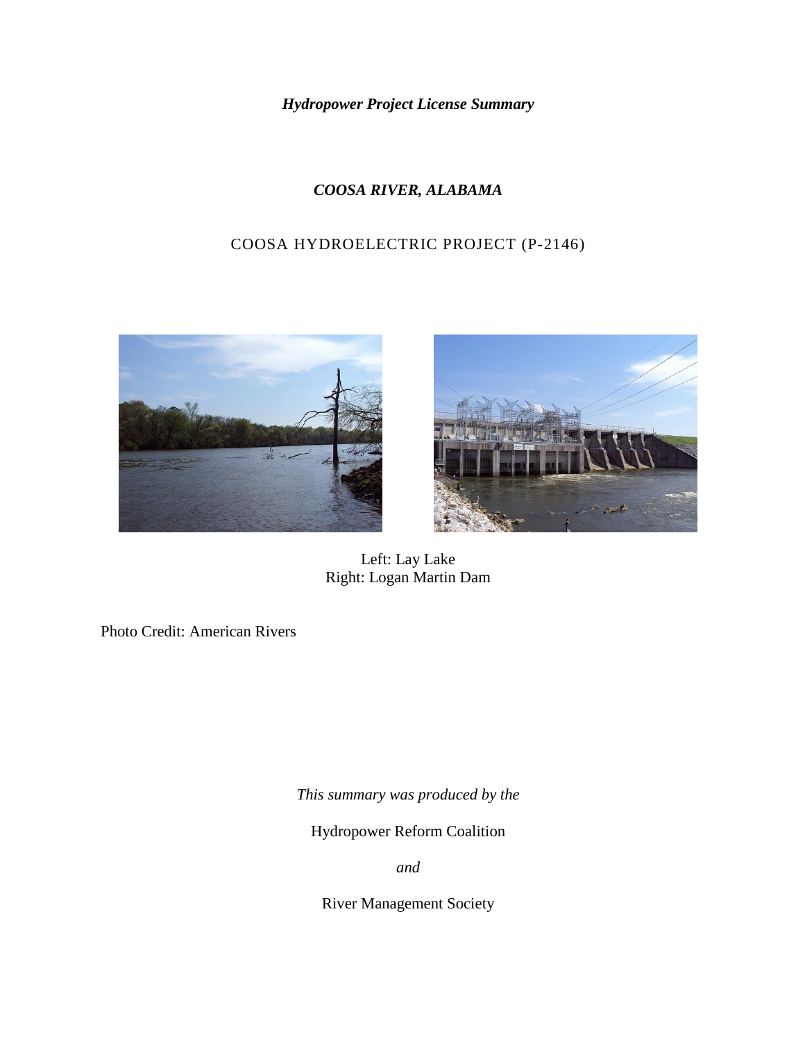*Hydropower Project License Summary*

# *COOSA RIVER, ALABAMA*

## COOSA HYDROELECTRIC PROJECT (P-2146)

Left: Lay Lake
Right: Logan Martin Dam

Photo Credit: American Rivers

*This summary was produced by the*

Hydropower Reform Coalition

*and*

River Management Society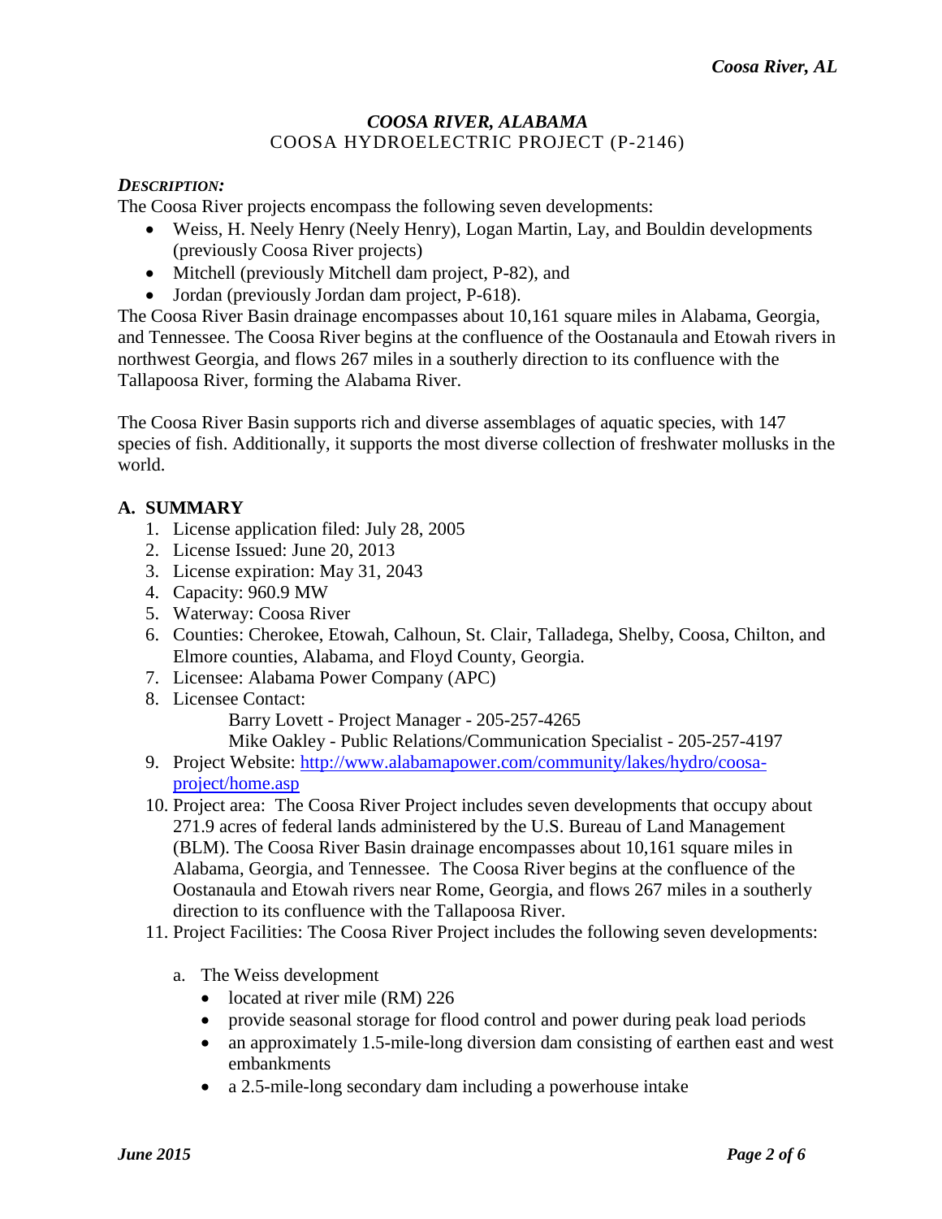## *COOSA RIVER, ALABAMA*

COOSA HYDROELECTRIC PROJECT (P-2146)

### *DESCRIPTION:*

The Coosa River projects encompass the following seven developments:

- Weiss, H. Neely Henry (Neely Henry), Logan Martin, Lay, and Bouldin developments (previously Coosa River projects)
- Mitchell (previously Mitchell dam project, P-82), and
- Jordan (previously Jordan dam project, P-618).

The Coosa River Basin drainage encompasses about 10,161 square miles in Alabama, Georgia, and Tennessee. The Coosa River begins at the confluence of the Oostanaula and Etowah rivers in northwest Georgia, and flows 267 miles in a southerly direction to its confluence with the Tallapoosa River, forming the Alabama River.

The Coosa River Basin supports rich and diverse assemblages of aquatic species, with 147 species of fish. Additionally, it supports the most diverse collection of freshwater mollusks in the world.

### A. SUMMARY

1. License application filed: July 28, 2005
2. License Issued: June 20, 2013
3. License expiration: May 31, 2043
4. Capacity: 960.9 MW
5. Waterway: Coosa River
6. Counties: Cherokee, Etowah, Calhoun, St. Clair, Talladega, Shelby, Coosa, Chilton, and Elmore counties, Alabama, and Floyd County, Georgia.
7. Licensee: Alabama Power Company (APC)
8. Licensee Contact:
   Barry Lovett - Project Manager - 205-257-4265
   Mike Oakley - Public Relations/Communication Specialist - 205-257-4197
9. Project Website: [http://www.alabamapower.com/community/lakes/hydro/coosa-project/home.asp](http://www.alabamapower.com/community/lakes/hydro/coosa-project/home.asp)
10. Project area: The Coosa River Project includes seven developments that occupy about 271.9 acres of federal lands administered by the U.S. Bureau of Land Management (BLM). The Coosa River Basin drainage encompasses about 10,161 square miles in Alabama, Georgia, and Tennessee. The Coosa River begins at the confluence of the Oostanaula and Etowah rivers near Rome, Georgia, and flows 267 miles in a southerly direction to its confluence with the Tallapoosa River.
11. Project Facilities: The Coosa River Project includes the following seven developments:

    a. The Weiss development
    - located at river mile (RM) 226
    - provide seasonal storage for flood control and power during peak load periods
    - an approximately 1.5-mile-long diversion dam consisting of earthen east and west embankments
    - a 2.5-mile-long secondary dam including a powerhouse intake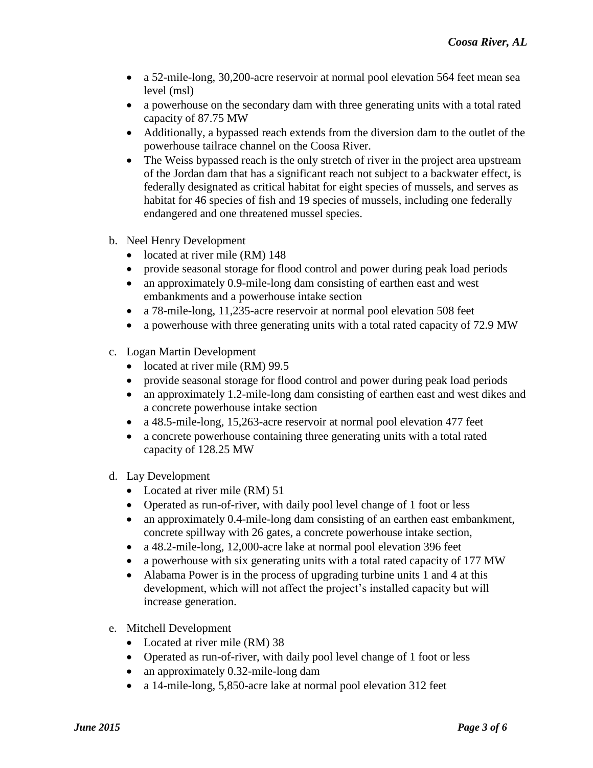- a 52-mile-long, 30,200-acre reservoir at normal pool elevation 564 feet mean sea level (msl)
- a powerhouse on the secondary dam with three generating units with a total rated capacity of 87.75 MW
- Additionally, a bypassed reach extends from the diversion dam to the outlet of the powerhouse tailrace channel on the Coosa River.
- The Weiss bypassed reach is the only stretch of river in the project area upstream of the Jordan dam that has a significant reach not subject to a backwater effect, is federally designated as critical habitat for eight species of mussels, and serves as habitat for 46 species of fish and 19 species of mussels, including one federally endangered and one threatened mussel species.

b. Neel Henry Development
   - located at river mile (RM) 148
   - provide seasonal storage for flood control and power during peak load periods
   - an approximately 0.9-mile-long dam consisting of earthen east and west embankments and a powerhouse intake section
   - a 78-mile-long, 11,235-acre reservoir at normal pool elevation 508 feet
   - a powerhouse with three generating units with a total rated capacity of 72.9 MW

c. Logan Martin Development
   - located at river mile (RM) 99.5
   - provide seasonal storage for flood control and power during peak load periods
   - an approximately 1.2-mile-long dam consisting of earthen east and west dikes and a concrete powerhouse intake section
   - a 48.5-mile-long, 15,263-acre reservoir at normal pool elevation 477 feet
   - a concrete powerhouse containing three generating units with a total rated capacity of 128.25 MW

d. Lay Development
   - Located at river mile (RM) 51
   - Operated as run-of-river, with daily pool level change of 1 foot or less
   - an approximately 0.4-mile-long dam consisting of an earthen east embankment, concrete spillway with 26 gates, a concrete powerhouse intake section,
   - a 48.2-mile-long, 12,000-acre lake at normal pool elevation 396 feet
   - a powerhouse with six generating units with a total rated capacity of 177 MW
   - Alabama Power is in the process of upgrading turbine units 1 and 4 at this development, which will not affect the project's installed capacity but will increase generation.

e. Mitchell Development
   - Located at river mile (RM) 38
   - Operated as run-of-river, with daily pool level change of 1 foot or less
   - an approximately 0.32-mile-long dam
   - a 14-mile-long, 5,850-acre lake at normal pool elevation 312 feet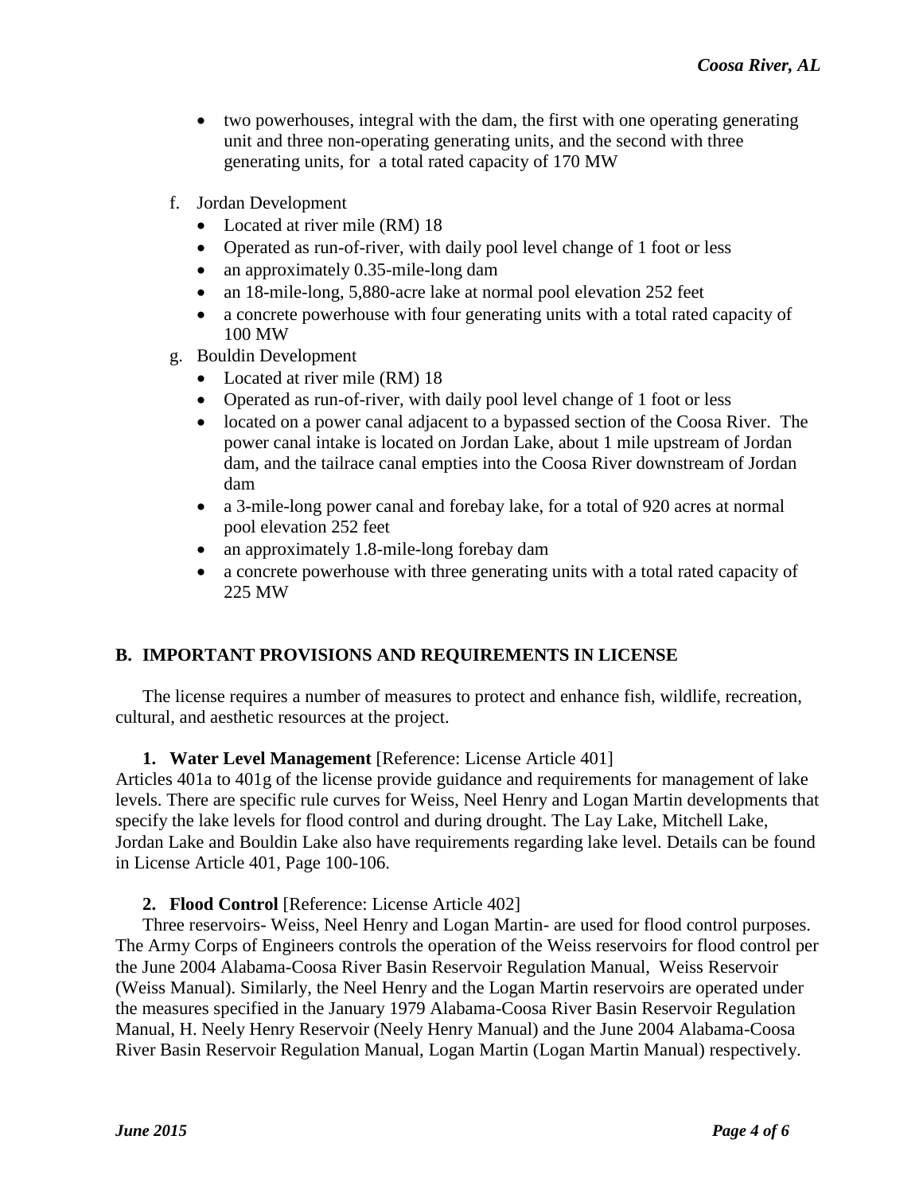- two powerhouses, integral with the dam, the first with one operating generating unit and three non-operating generating units, and the second with three generating units, for a total rated capacity of 170 MW

f. Jordan Development
   - Located at river mile (RM) 18
   - Operated as run-of-river, with daily pool level change of 1 foot or less
   - an approximately 0.35-mile-long dam
   - an 18-mile-long, 5,880-acre lake at normal pool elevation 252 feet
   - a concrete powerhouse with four generating units with a total rated capacity of 100 MW

g. Bouldin Development
   - Located at river mile (RM) 18
   - Operated as run-of-river, with daily pool level change of 1 foot or less
   - located on a power canal adjacent to a bypassed section of the Coosa River. The power canal intake is located on Jordan Lake, about 1 mile upstream of Jordan dam, and the tailrace canal empties into the Coosa River downstream of Jordan dam
   - a 3-mile-long power canal and forebay lake, for a total of 920 acres at normal pool elevation 252 feet
   - an approximately 1.8-mile-long forebay dam
   - a concrete powerhouse with three generating units with a total rated capacity of 225 MW

## B. IMPORTANT PROVISIONS AND REQUIREMENTS IN LICENSE

The license requires a number of measures to protect and enhance fish, wildlife, recreation, cultural, and aesthetic resources at the project.

### 1. Water Level Management [Reference: License Article 401]

Articles 401a to 401g of the license provide guidance and requirements for management of lake levels. There are specific rule curves for Weiss, Neel Henry and Logan Martin developments that specify the lake levels for flood control and during drought. The Lay Lake, Mitchell Lake, Jordan Lake and Bouldin Lake also have requirements regarding lake level. Details can be found in License Article 401, Page 100-106.

### 2. Flood Control [Reference: License Article 402]

Three reservoirs- Weiss, Neel Henry and Logan Martin- are used for flood control purposes. The Army Corps of Engineers controls the operation of the Weiss reservoirs for flood control per the June 2004 Alabama-Coosa River Basin Reservoir Regulation Manual, Weiss Reservoir (Weiss Manual). Similarly, the Neel Henry and the Logan Martin reservoirs are operated under the measures specified in the January 1979 Alabama-Coosa River Basin Reservoir Regulation Manual, H. Neely Henry Reservoir (Neely Henry Manual) and the June 2004 Alabama-Coosa River Basin Reservoir Regulation Manual, Logan Martin (Logan Martin Manual) respectively.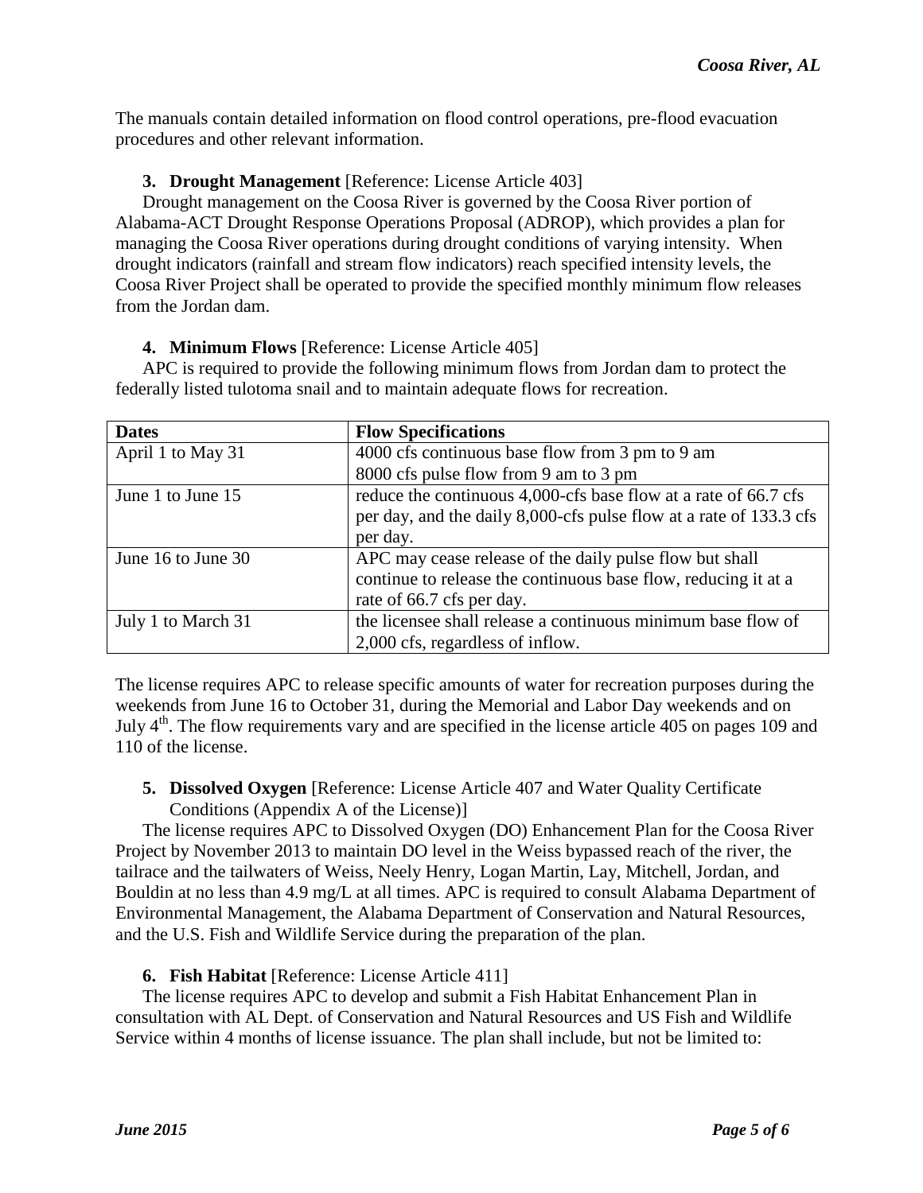The manuals contain detailed information on flood control operations, pre-flood evacuation procedures and other relevant information.

3. **Drought Management** [Reference: License Article 403]

Drought management on the Coosa River is governed by the Coosa River portion of Alabama-ACT Drought Response Operations Proposal (ADROP), which provides a plan for managing the Coosa River operations during drought conditions of varying intensity. When drought indicators (rainfall and stream flow indicators) reach specified intensity levels, the Coosa River Project shall be operated to provide the specified monthly minimum flow releases from the Jordan dam.

4. **Minimum Flows** [Reference: License Article 405]

APC is required to provide the following minimum flows from Jordan dam to protect the federally listed tulotoma snail and to maintain adequate flows for recreation.

| **Dates** | **Flow Specifications** |
|---|---|
| April 1 to May 31 | 4000 cfs continuous base flow from 3 pm to 9 am<br>8000 cfs pulse flow from 9 am to 3 pm |
| June 1 to June 15 | reduce the continuous 4,000-cfs base flow at a rate of 66.7 cfs per day, and the daily 8,000-cfs pulse flow at a rate of 133.3 cfs per day. |
| June 16 to June 30 | APC may cease release of the daily pulse flow but shall continue to release the continuous base flow, reducing it at a rate of 66.7 cfs per day. |
| July 1 to March 31 | the licensee shall release a continuous minimum base flow of 2,000 cfs, regardless of inflow. |

The license requires APC to release specific amounts of water for recreation purposes during the weekends from June 16 to October 31, during the Memorial and Labor Day weekends and on July 4th. The flow requirements vary and are specified in the license article 405 on pages 109 and 110 of the license.

5. **Dissolved Oxygen** [Reference: License Article 407 and Water Quality Certificate Conditions (Appendix A of the License)]

The license requires APC to Dissolved Oxygen (DO) Enhancement Plan for the Coosa River Project by November 2013 to maintain DO level in the Weiss bypassed reach of the river, the tailrace and the tailwaters of Weiss, Neely Henry, Logan Martin, Lay, Mitchell, Jordan, and Bouldin at no less than 4.9 mg/L at all times. APC is required to consult Alabama Department of Environmental Management, the Alabama Department of Conservation and Natural Resources, and the U.S. Fish and Wildlife Service during the preparation of the plan.

6. **Fish Habitat** [Reference: License Article 411]

The license requires APC to develop and submit a Fish Habitat Enhancement Plan in consultation with AL Dept. of Conservation and Natural Resources and US Fish and Wildlife Service within 4 months of license issuance. The plan shall include, but not be limited to: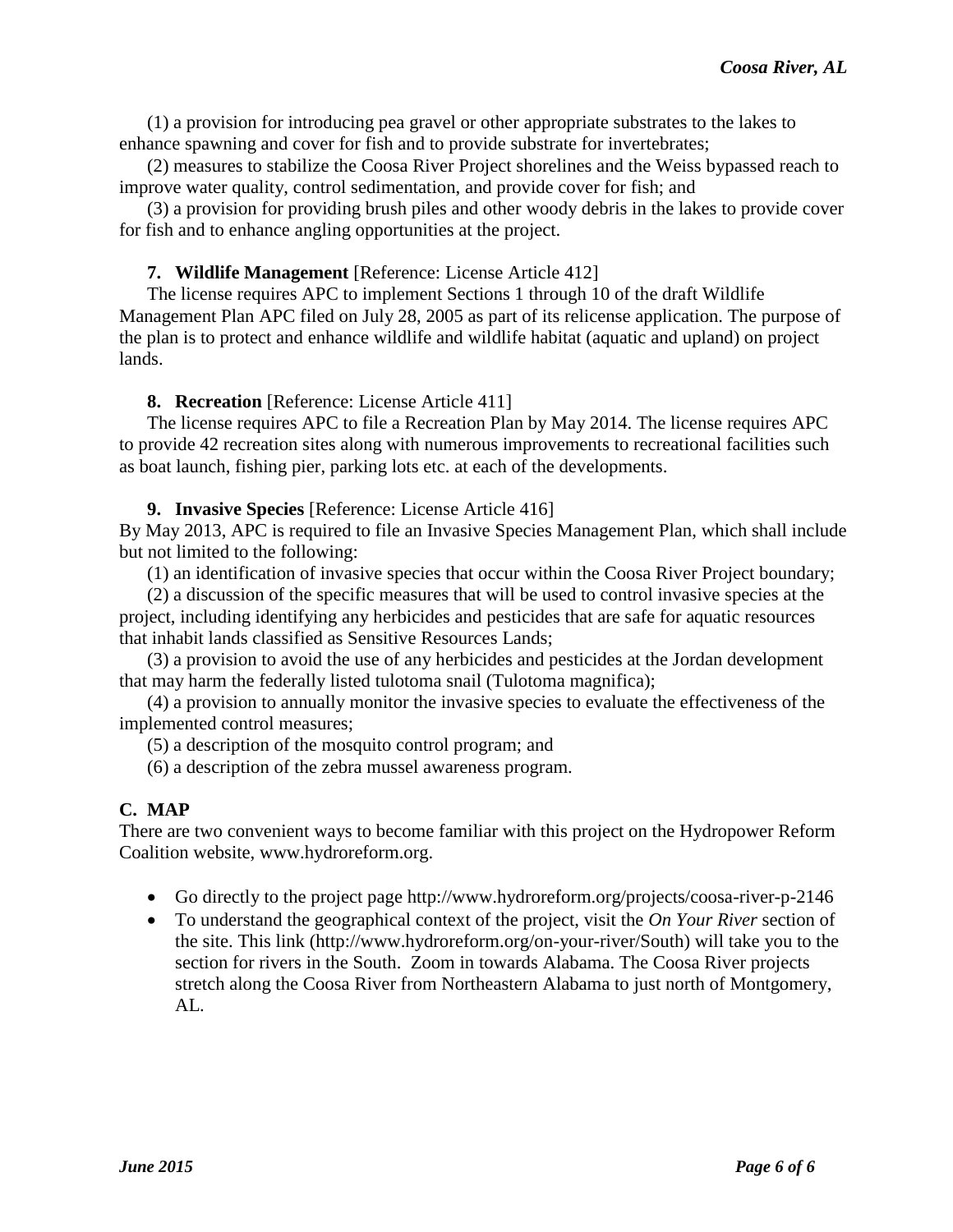(1) a provision for introducing pea gravel or other appropriate substrates to the lakes to enhance spawning and cover for fish and to provide substrate for invertebrates;

(2) measures to stabilize the Coosa River Project shorelines and the Weiss bypassed reach to improve water quality, control sedimentation, and provide cover for fish; and

(3) a provision for providing brush piles and other woody debris in the lakes to provide cover for fish and to enhance angling opportunities at the project.

**7. Wildlife Management** [Reference: License Article 412]

The license requires APC to implement Sections 1 through 10 of the draft Wildlife Management Plan APC filed on July 28, 2005 as part of its relicense application. The purpose of the plan is to protect and enhance wildlife and wildlife habitat (aquatic and upland) on project lands.

**8. Recreation** [Reference: License Article 411]

The license requires APC to file a Recreation Plan by May 2014. The license requires APC to provide 42 recreation sites along with numerous improvements to recreational facilities such as boat launch, fishing pier, parking lots etc. at each of the developments.

**9. Invasive Species** [Reference: License Article 416]

By May 2013, APC is required to file an Invasive Species Management Plan, which shall include but not limited to the following:

(1) an identification of invasive species that occur within the Coosa River Project boundary;

(2) a discussion of the specific measures that will be used to control invasive species at the project, including identifying any herbicides and pesticides that are safe for aquatic resources that inhabit lands classified as Sensitive Resources Lands;

(3) a provision to avoid the use of any herbicides and pesticides at the Jordan development that may harm the federally listed tulotoma snail (Tulotoma magnifica);

(4) a provision to annually monitor the invasive species to evaluate the effectiveness of the implemented control measures;

(5) a description of the mosquito control program; and

(6) a description of the zebra mussel awareness program.

## C. MAP

There are two convenient ways to become familiar with this project on the Hydropower Reform Coalition website, www.hydroreform.org.

- Go directly to the project page http://www.hydroreform.org/projects/coosa-river-p-2146
- To understand the geographical context of the project, visit the *On Your River* section of the site. This link (http://www.hydroreform.org/on-your-river/South) will take you to the section for rivers in the South. Zoom in towards Alabama. The Coosa River projects stretch along the Coosa River from Northeastern Alabama to just north of Montgomery, AL.